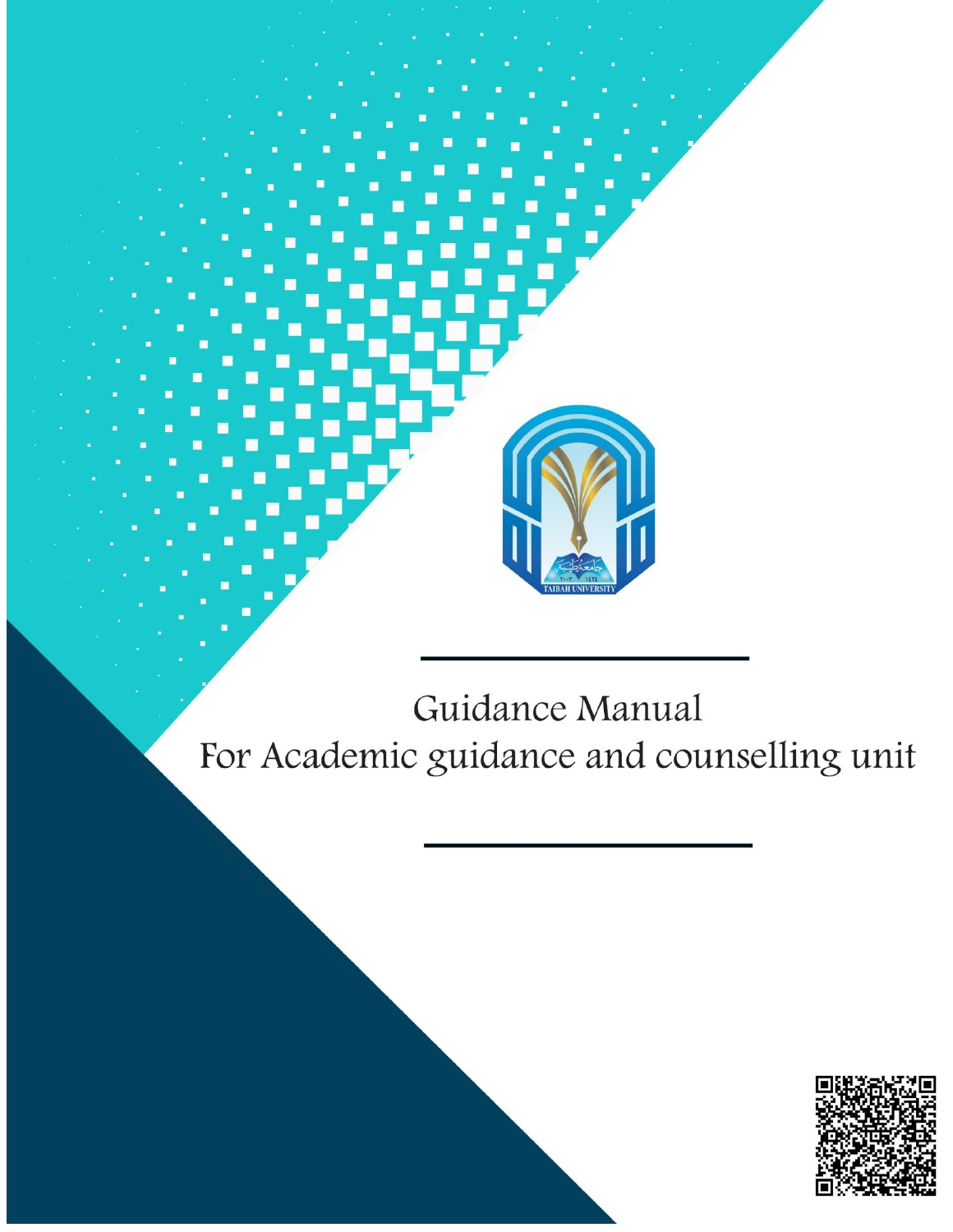# Guidance Manual

# For Academic guidance and counselling unit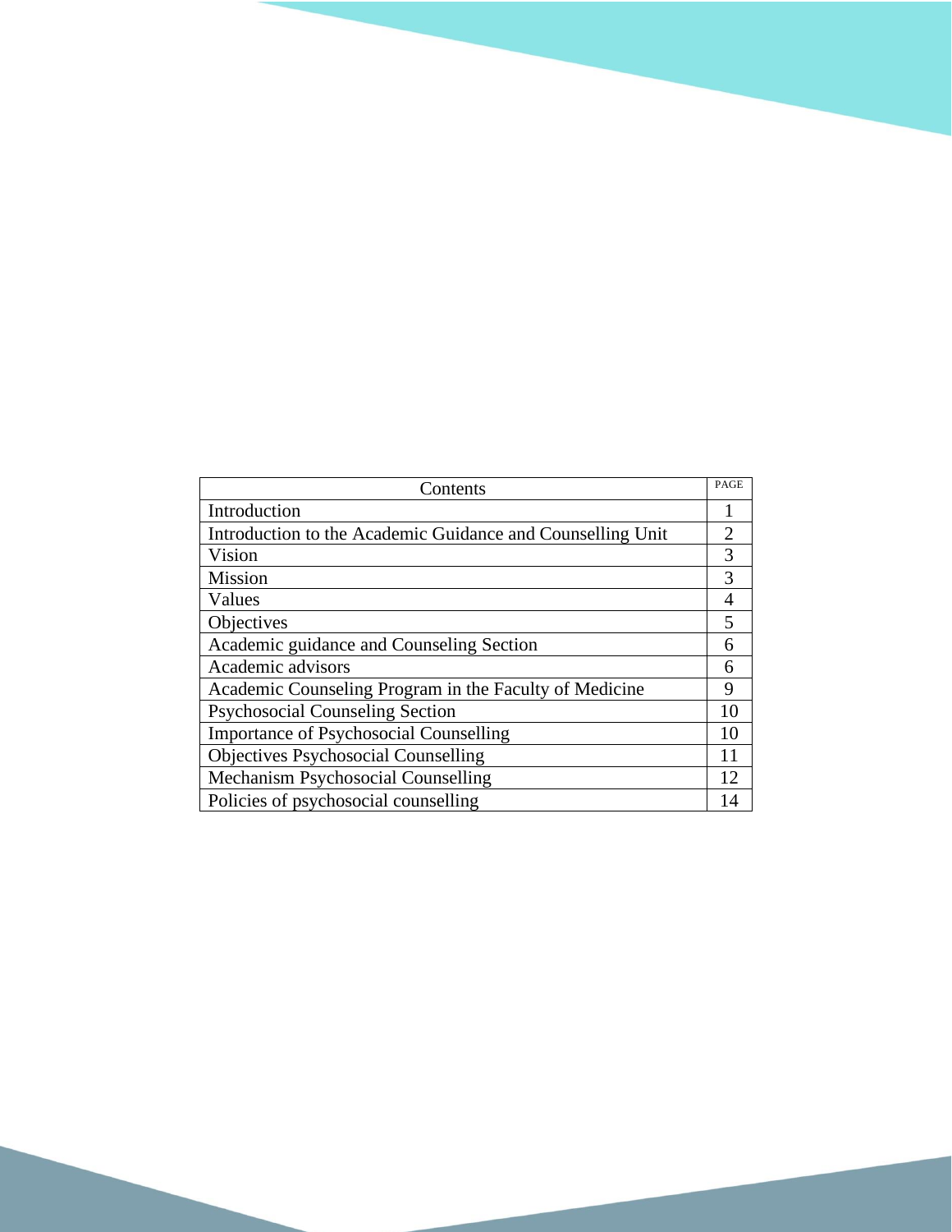| Contents | PAGE |
|---|---|
| Introduction | 1 |
| Introduction to the Academic Guidance and Counselling Unit | 2 |
| Vision | 3 |
| Mission | 3 |
| Values | 4 |
| Objectives | 5 |
| Academic guidance and Counseling Section | 6 |
| Academic advisors | 6 |
| Academic Counseling Program in the Faculty of Medicine | 9 |
| Psychosocial Counseling Section | 10 |
| Importance of Psychosocial Counselling | 10 |
| Objectives Psychosocial Counselling | 11 |
| Mechanism Psychosocial Counselling | 12 |
| Policies of psychosocial counselling | 14 |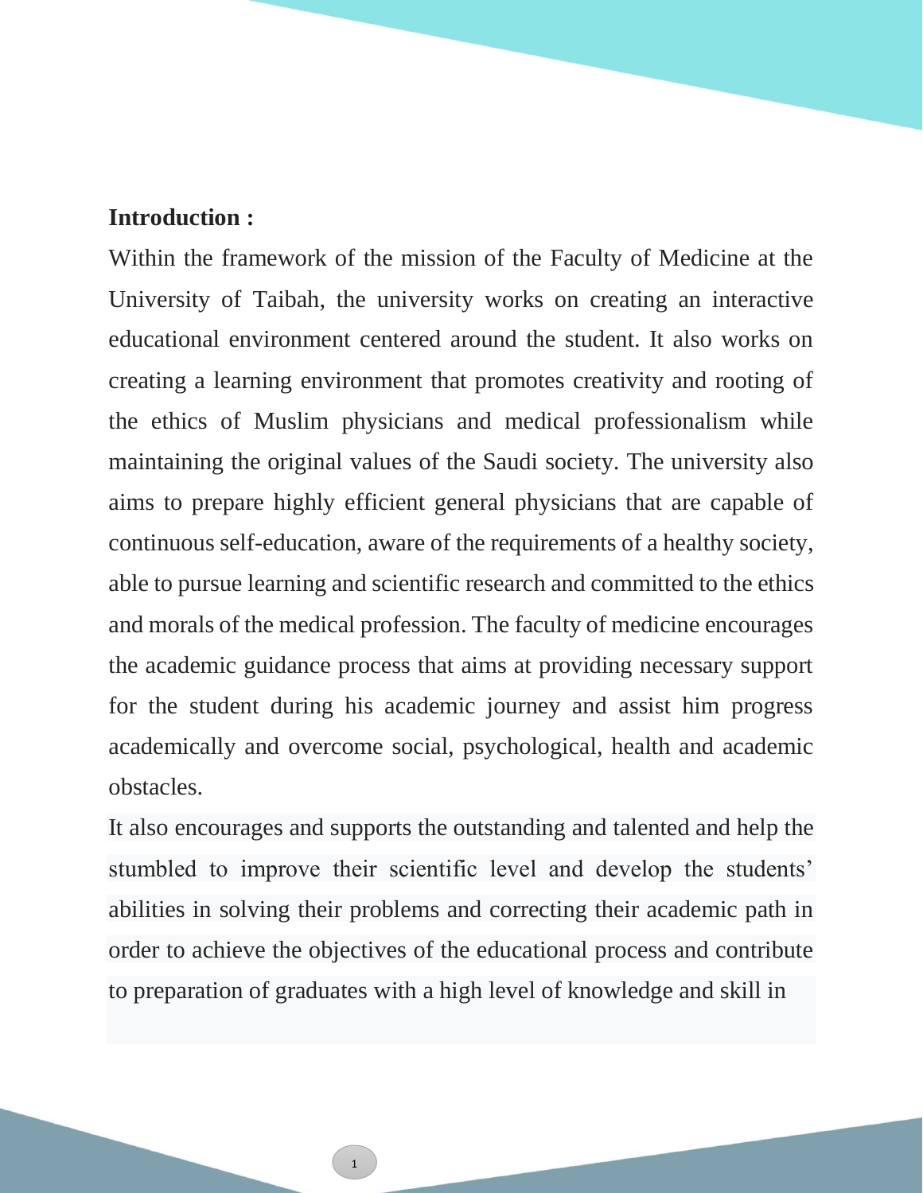**Introduction :**

Within the framework of the mission of the Faculty of Medicine at the University of Taibah, the university works on creating an interactive educational environment centered around the student. It also works on creating a learning environment that promotes creativity and rooting of the ethics of Muslim physicians and medical professionalism while maintaining the original values of the Saudi society. The university also aims to prepare highly efficient general physicians that are capable of continuous self-education, aware of the requirements of a healthy society, able to pursue learning and scientific research and committed to the ethics and morals of the medical profession. The faculty of medicine encourages the academic guidance process that aims at providing necessary support for the student during his academic journey and assist him progress academically and overcome social, psychological, health and academic obstacles.

It also encourages and supports the outstanding and talented and help the stumbled to improve their scientific level and develop the students' abilities in solving their problems and correcting their academic path in order to achieve the objectives of the educational process and contribute to preparation of graduates with a high level of knowledge and skill in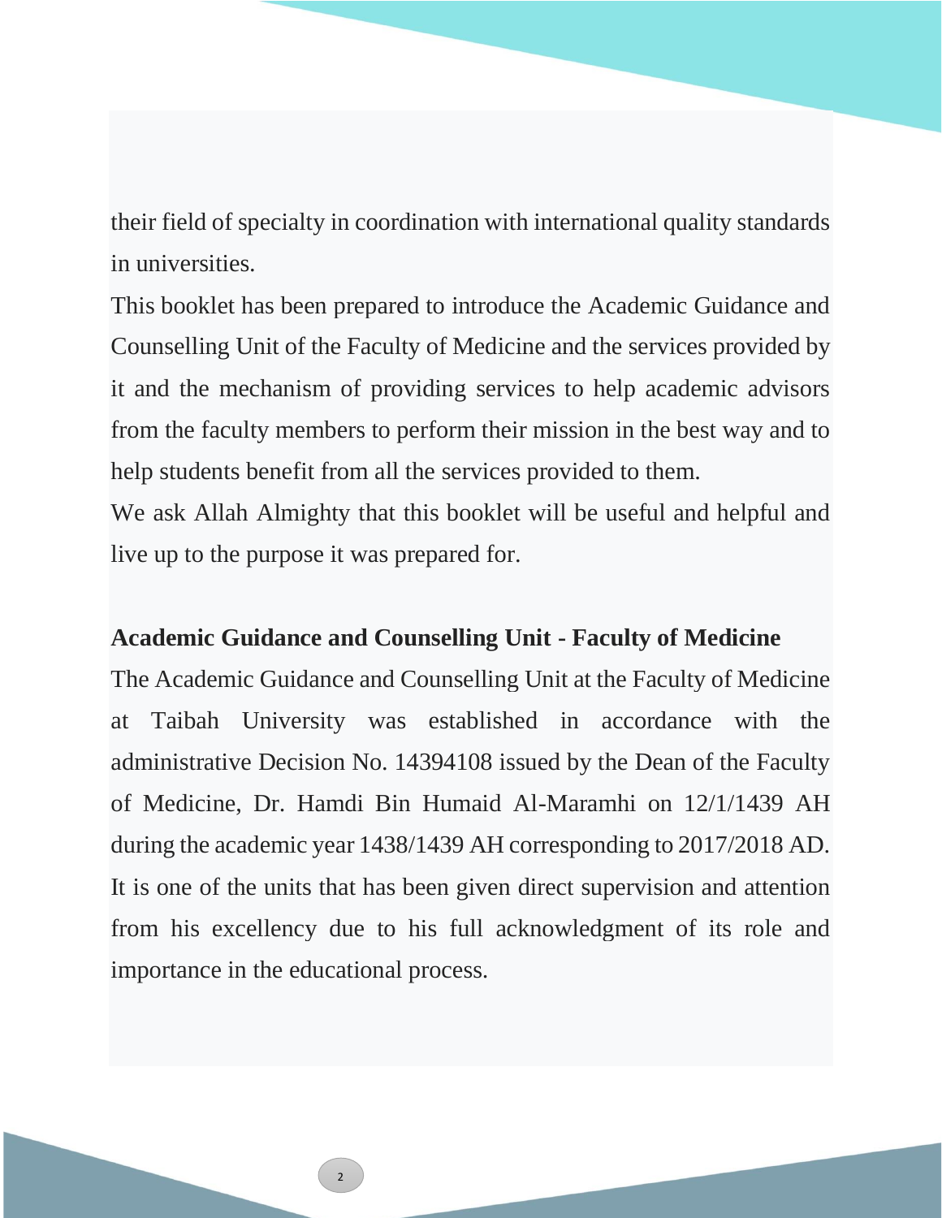their field of specialty in coordination with international quality standards in universities.

This booklet has been prepared to introduce the Academic Guidance and Counselling Unit of the Faculty of Medicine and the services provided by it and the mechanism of providing services to help academic advisors from the faculty members to perform their mission in the best way and to help students benefit from all the services provided to them.

We ask Allah Almighty that this booklet will be useful and helpful and live up to the purpose it was prepared for.

**Academic Guidance and Counselling Unit - Faculty of Medicine**

The Academic Guidance and Counselling Unit at the Faculty of Medicine at Taibah University was established in accordance with the administrative Decision No. 14394108 issued by the Dean of the Faculty of Medicine, Dr. Hamdi Bin Humaid Al-Maramhi on 12/1/1439 AH during the academic year 1438/1439 AH corresponding to 2017/2018 AD. It is one of the units that has been given direct supervision and attention from his excellency due to his full acknowledgment of its role and importance in the educational process.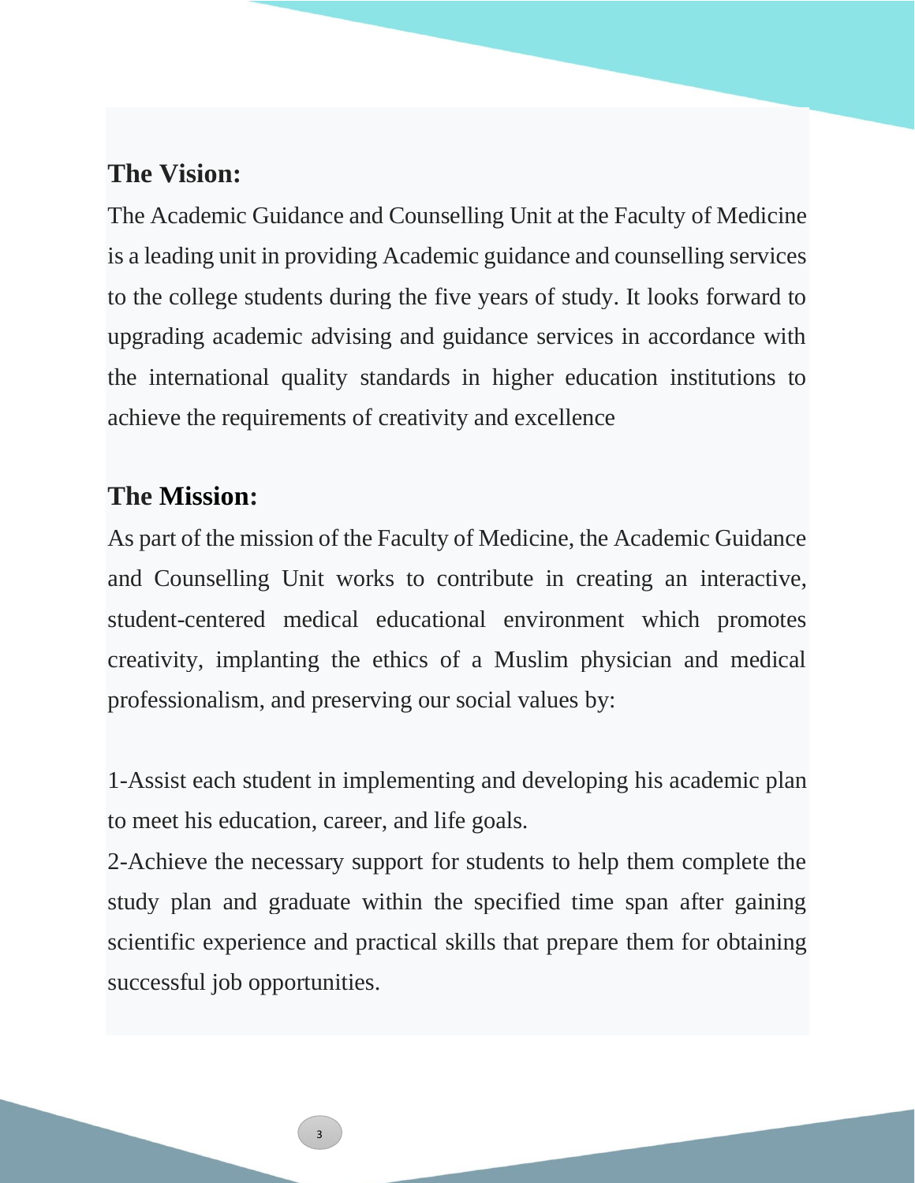## The Vision:

The Academic Guidance and Counselling Unit at the Faculty of Medicine is a leading unit in providing Academic guidance and counselling services to the college students during the five years of study. It looks forward to upgrading academic advising and guidance services in accordance with the international quality standards in higher education institutions to achieve the requirements of creativity and excellence

## The Mission:

As part of the mission of the Faculty of Medicine, the Academic Guidance and Counselling Unit works to contribute in creating an interactive, student-centered medical educational environment which promotes creativity, implanting the ethics of a Muslim physician and medical professionalism, and preserving our social values by:

1-Assist each student in implementing and developing his academic plan to meet his education, career, and life goals.

2-Achieve the necessary support for students to help them complete the study plan and graduate within the specified time span after gaining scientific experience and practical skills that prepare them for obtaining successful job opportunities.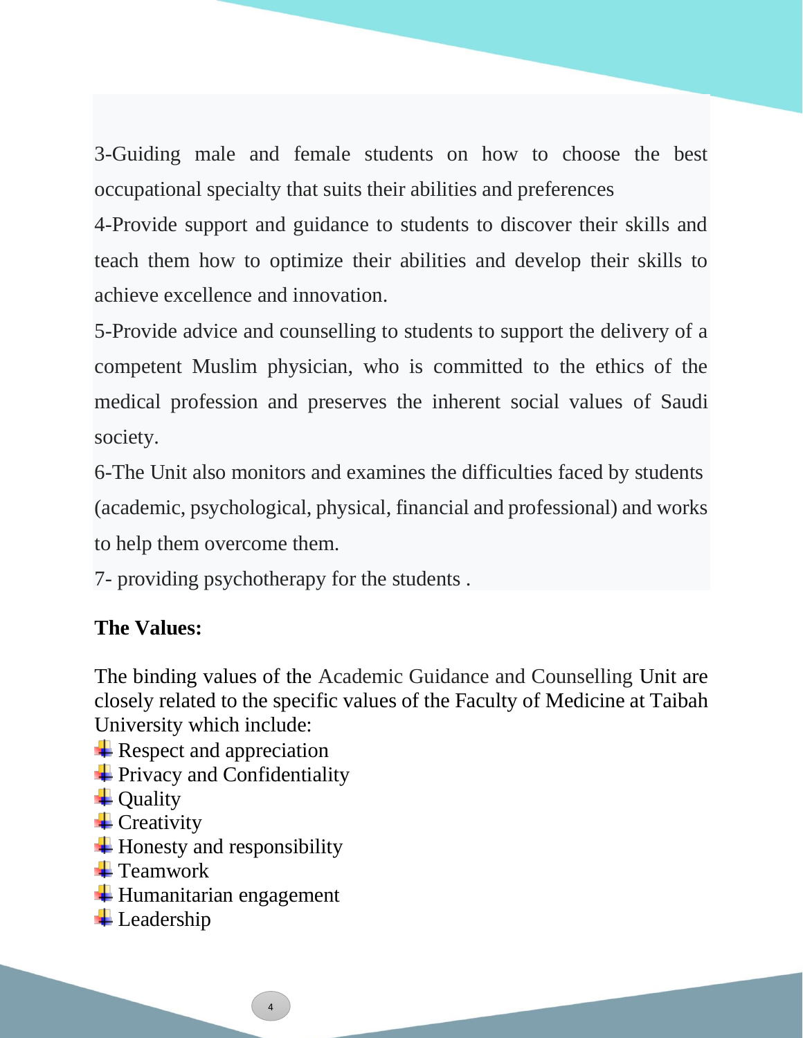3-Guiding male and female students on how to choose the best occupational specialty that suits their abilities and preferences

4-Provide support and guidance to students to discover their skills and teach them how to optimize their abilities and develop their skills to achieve excellence and innovation.

5-Provide advice and counselling to students to support the delivery of a competent Muslim physician, who is committed to the ethics of the medical profession and preserves the inherent social values of Saudi society.

6-The Unit also monitors and examines the difficulties faced by students (academic, psychological, physical, financial and professional) and works to help them overcome them.

7- providing psychotherapy for the students .

**The Values:**

The binding values of the Academic Guidance and Counselling Unit are closely related to the specific values of the Faculty of Medicine at Taibah University which include:

- Respect and appreciation
- Privacy and Confidentiality
- Quality
- Creativity
- Honesty and responsibility
- Teamwork
- Humanitarian engagement
- Leadership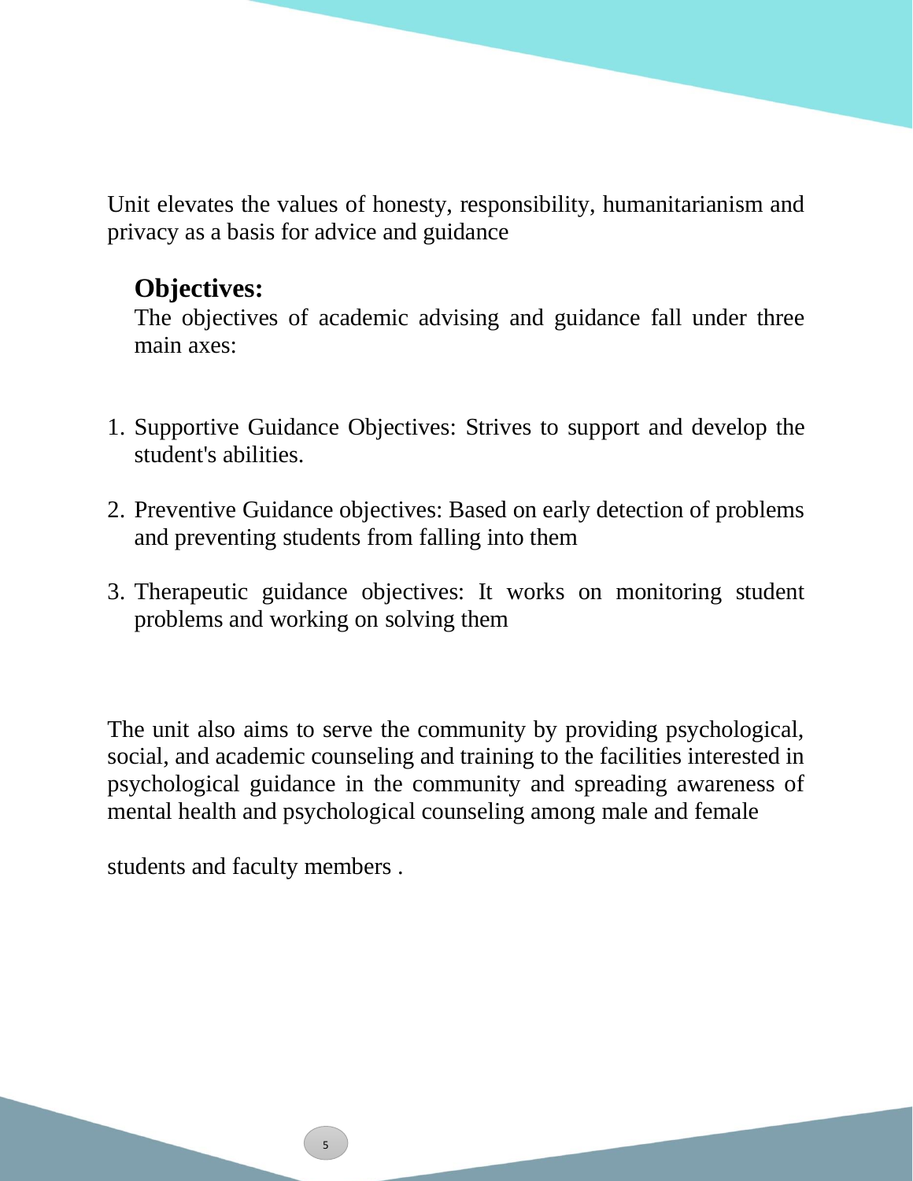Unit elevates the values of honesty, responsibility, humanitarianism and privacy as a basis for advice and guidance

## Objectives:

The objectives of academic advising and guidance fall under three main axes:

1. Supportive Guidance Objectives: Strives to support and develop the student's abilities.
2. Preventive Guidance objectives: Based on early detection of problems and preventing students from falling into them
3. Therapeutic guidance objectives: It works on monitoring student problems and working on solving them

The unit also aims to serve the community by providing psychological, social, and academic counseling and training to the facilities interested in psychological guidance in the community and spreading awareness of mental health and psychological counseling among male and female

students and faculty members .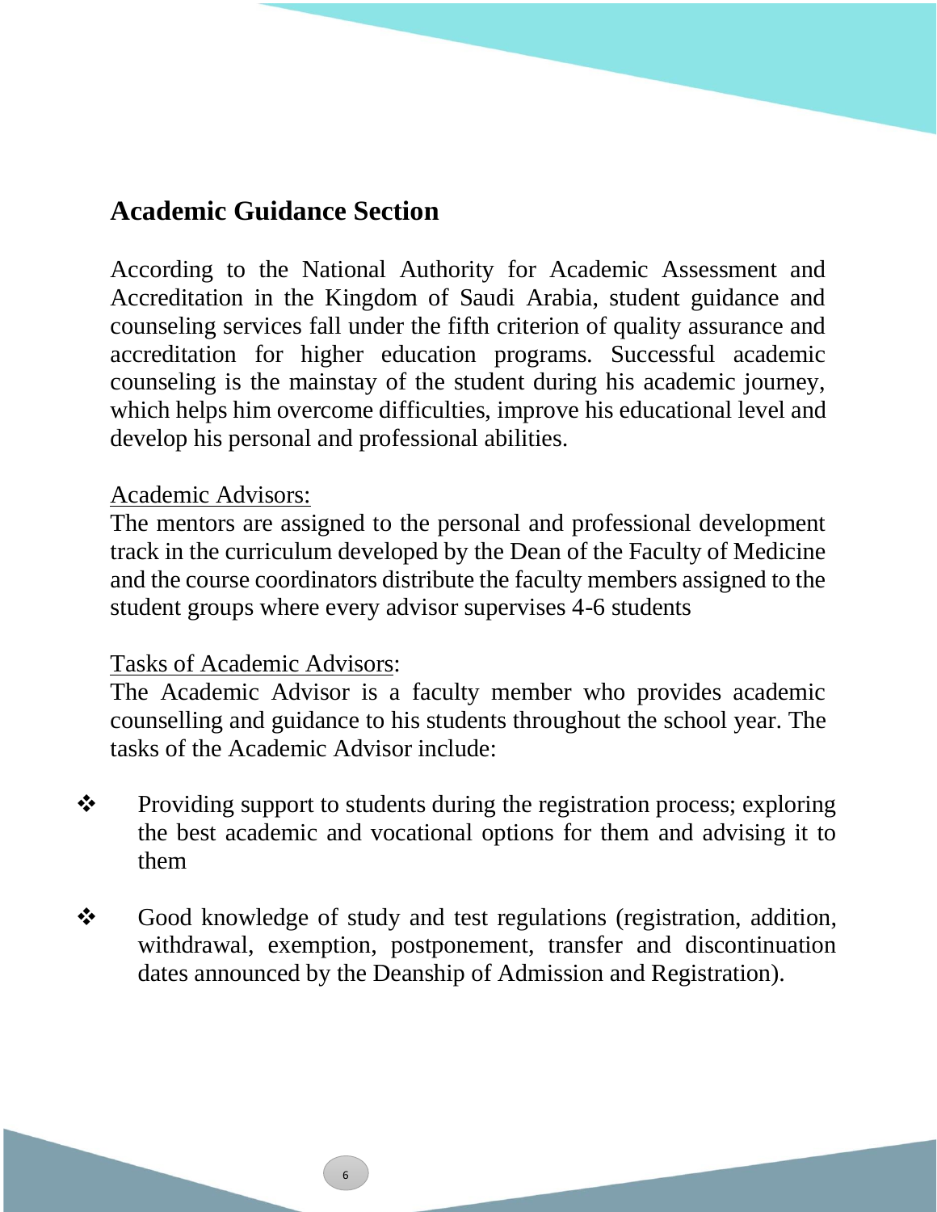## Academic Guidance Section

According to the National Authority for Academic Assessment and Accreditation in the Kingdom of Saudi Arabia, student guidance and counseling services fall under the fifth criterion of quality assurance and accreditation for higher education programs. Successful academic counseling is the mainstay of the student during his academic journey, which helps him overcome difficulties, improve his educational level and develop his personal and professional abilities.

Academic Advisors:

The mentors are assigned to the personal and professional development track in the curriculum developed by the Dean of the Faculty of Medicine and the course coordinators distribute the faculty members assigned to the student groups where every advisor supervises 4-6 students

Tasks of Academic Advisors:

The Academic Advisor is a faculty member who provides academic counselling and guidance to his students throughout the school year. The tasks of the Academic Advisor include:

- Providing support to students during the registration process; exploring the best academic and vocational options for them and advising it to them

- Good knowledge of study and test regulations (registration, addition, withdrawal, exemption, postponement, transfer and discontinuation dates announced by the Deanship of Admission and Registration).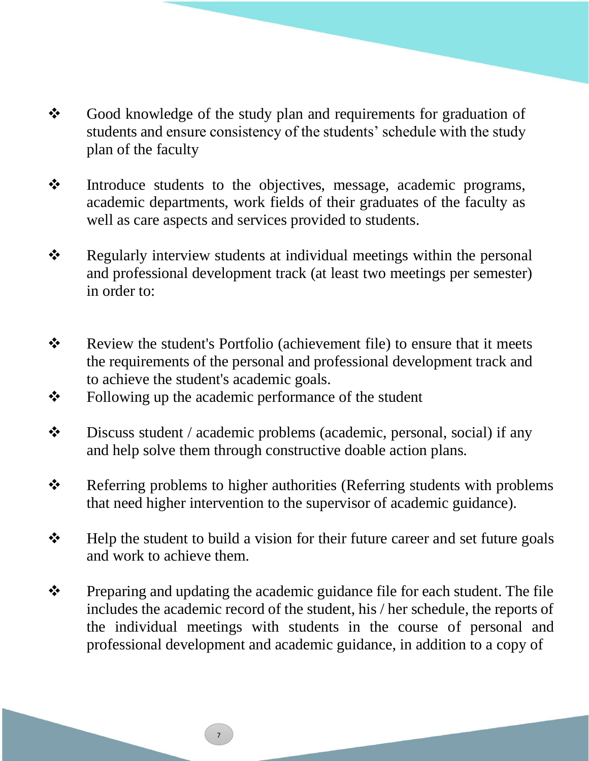- Good knowledge of the study plan and requirements for graduation of students and ensure consistency of the students' schedule with the study plan of the faculty

- Introduce students to the objectives, message, academic programs, academic departments, work fields of their graduates of the faculty as well as care aspects and services provided to students.

- Regularly interview students at individual meetings within the personal and professional development track (at least two meetings per semester) in order to:

- Review the student's Portfolio (achievement file) to ensure that it meets the requirements of the personal and professional development track and to achieve the student's academic goals.
- Following up the academic performance of the student

- Discuss student / academic problems (academic, personal, social) if any and help solve them through constructive doable action plans.

- Referring problems to higher authorities (Referring students with problems that need higher intervention to the supervisor of academic guidance).

- Help the student to build a vision for their future career and set future goals and work to achieve them.

- Preparing and updating the academic guidance file for each student. The file includes the academic record of the student, his / her schedule, the reports of the individual meetings with students in the course of personal and professional development and academic guidance, in addition to a copy of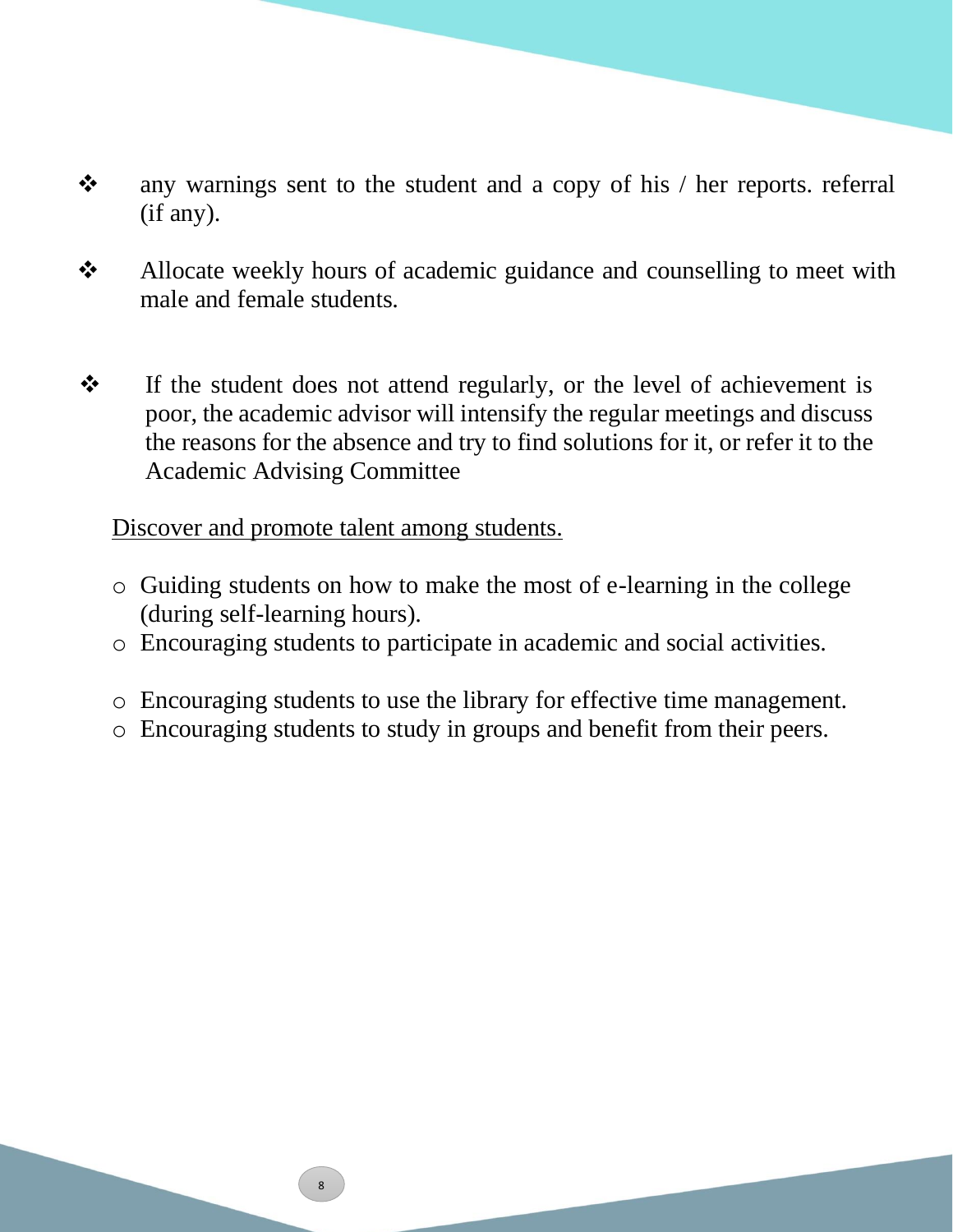- any warnings sent to the student and a copy of his / her reports. referral (if any).

- Allocate weekly hours of academic guidance and counselling to meet with male and female students.

- If the student does not attend regularly, or the level of achievement is poor, the academic advisor will intensify the regular meetings and discuss the reasons for the absence and try to find solutions for it, or refer it to the Academic Advising Committee

<u>Discover and promote talent among students.</u>

- Guiding students on how to make the most of e-learning in the college (during self-learning hours).
- Encouraging students to participate in academic and social activities.

- Encouraging students to use the library for effective time management.
- Encouraging students to study in groups and benefit from their peers.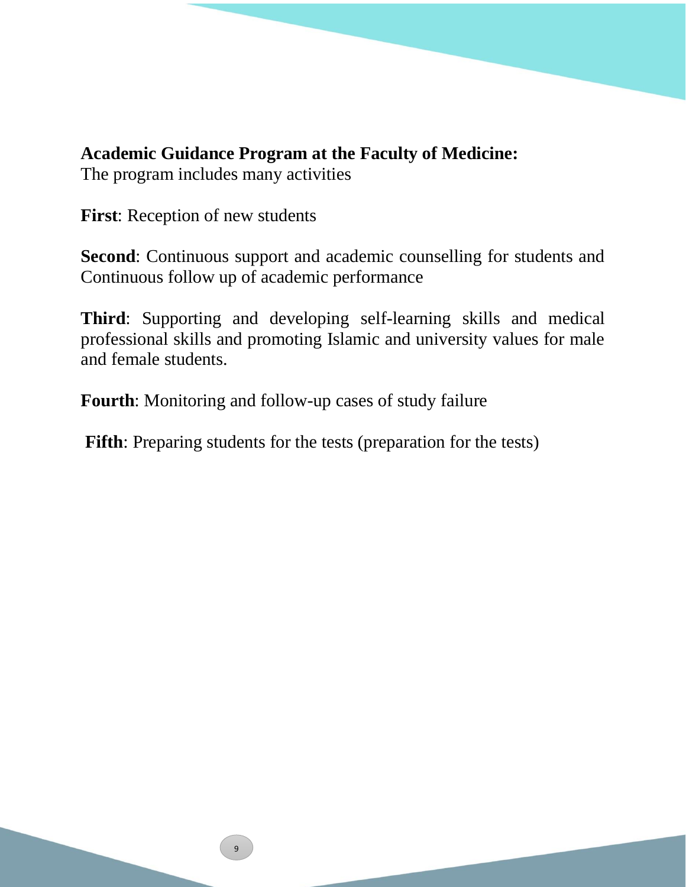**Academic Guidance Program at the Faculty of Medicine:**
The program includes many activities

**First**: Reception of new students

**Second**: Continuous support and academic counselling for students and Continuous follow up of academic performance

**Third**: Supporting and developing self-learning skills and medical professional skills and promoting Islamic and university values for male and female students.

**Fourth**: Monitoring and follow-up cases of study failure

**Fifth**: Preparing students for the tests (preparation for the tests)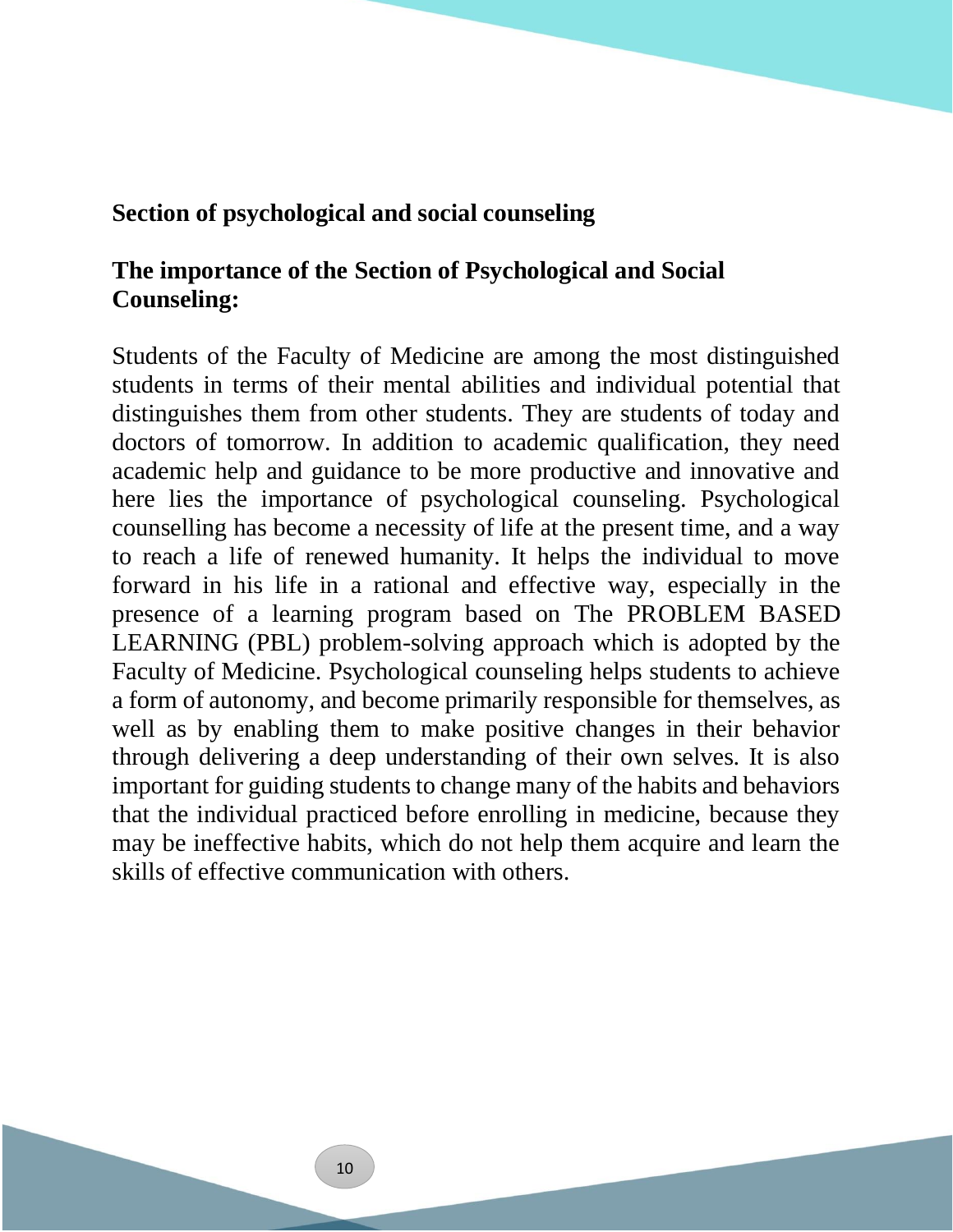## Section of psychological and social counseling

### The importance of the Section of Psychological and Social Counseling:

Students of the Faculty of Medicine are among the most distinguished students in terms of their mental abilities and individual potential that distinguishes them from other students. They are students of today and doctors of tomorrow. In addition to academic qualification, they need academic help and guidance to be more productive and innovative and here lies the importance of psychological counseling. Psychological counselling has become a necessity of life at the present time, and a way to reach a life of renewed humanity. It helps the individual to move forward in his life in a rational and effective way, especially in the presence of a learning program based on The PROBLEM BASED LEARNING (PBL) problem-solving approach which is adopted by the Faculty of Medicine. Psychological counseling helps students to achieve a form of autonomy, and become primarily responsible for themselves, as well as by enabling them to make positive changes in their behavior through delivering a deep understanding of their own selves. It is also important for guiding students to change many of the habits and behaviors that the individual practiced before enrolling in medicine, because they may be ineffective habits, which do not help them acquire and learn the skills of effective communication with others.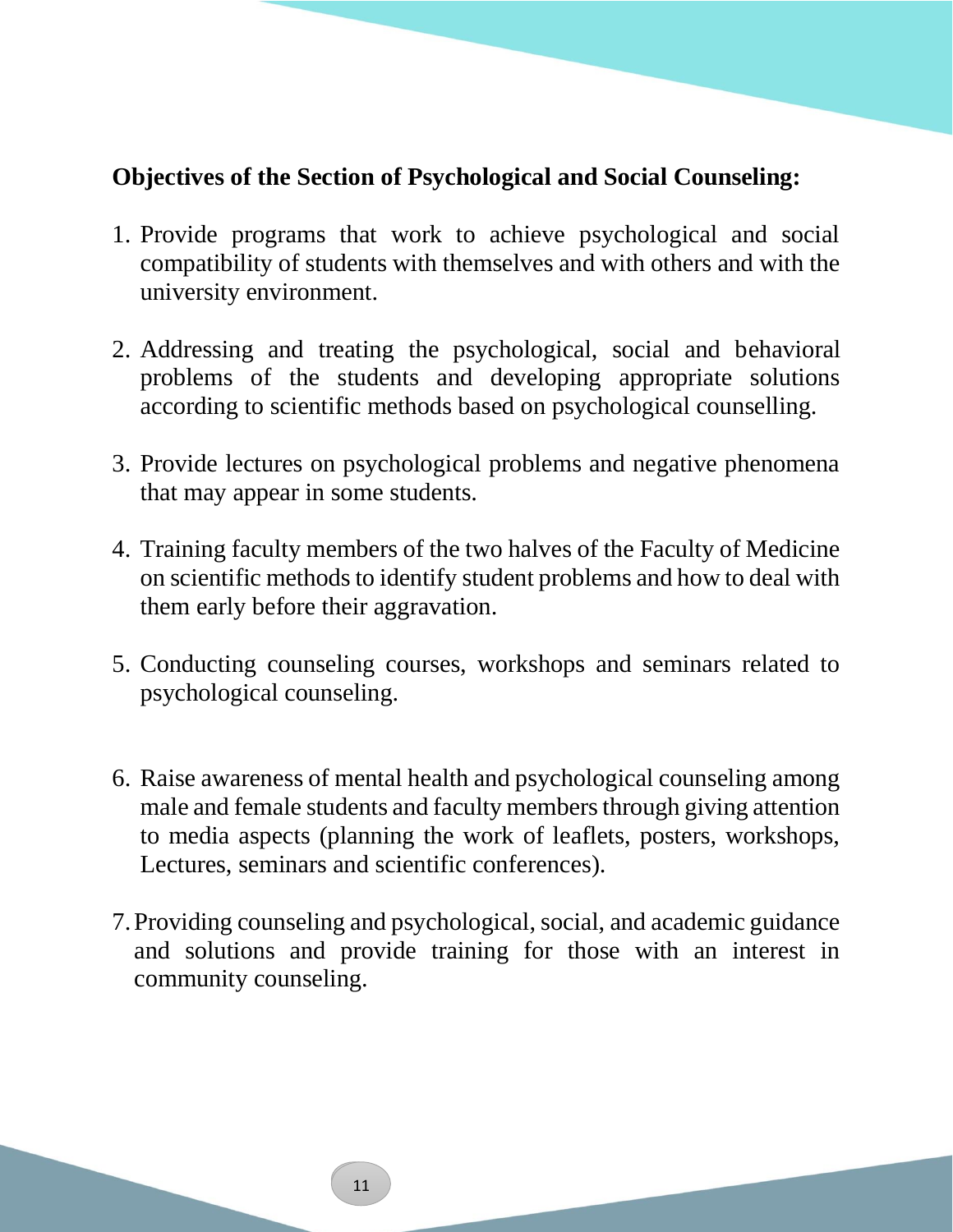**Objectives of the Section of Psychological and Social Counseling:**

1. Provide programs that work to achieve psychological and social compatibility of students with themselves and with others and with the university environment.

2. Addressing and treating the psychological, social and behavioral problems of the students and developing appropriate solutions according to scientific methods based on psychological counselling.

3. Provide lectures on psychological problems and negative phenomena that may appear in some students.

4. Training faculty members of the two halves of the Faculty of Medicine on scientific methods to identify student problems and how to deal with them early before their aggravation.

5. Conducting counseling courses, workshops and seminars related to psychological counseling.

6. Raise awareness of mental health and psychological counseling among male and female students and faculty members through giving attention to media aspects (planning the work of leaflets, posters, workshops, Lectures, seminars and scientific conferences).

7. Providing counseling and psychological, social, and academic guidance and solutions and provide training for those with an interest in community counseling.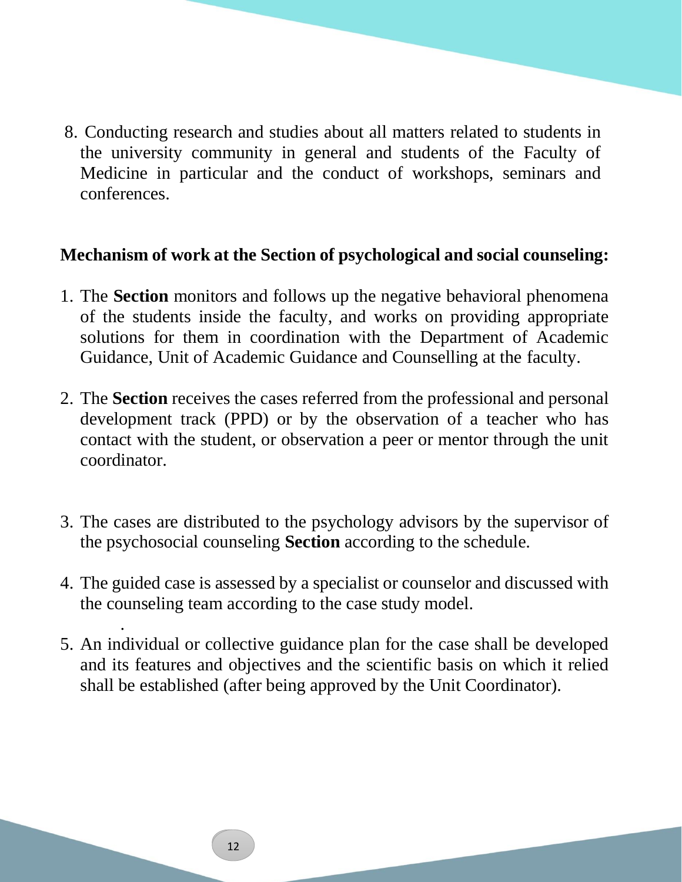8. Conducting research and studies about all matters related to students in the university community in general and students of the Faculty of Medicine in particular and the conduct of workshops, seminars and conferences.

**Mechanism of work at the Section of psychological and social counseling:**

1. The **Section** monitors and follows up the negative behavioral phenomena of the students inside the faculty, and works on providing appropriate solutions for them in coordination with the Department of Academic Guidance, Unit of Academic Guidance and Counselling at the faculty.
2. The **Section** receives the cases referred from the professional and personal development track (PPD) or by the observation of a teacher who has contact with the student, or observation a peer or mentor through the unit coordinator.
3. The cases are distributed to the psychology advisors by the supervisor of the psychosocial counseling **Section** according to the schedule.
4. The guided case is assessed by a specialist or counselor and discussed with the counseling team according to the case study model.
5. An individual or collective guidance plan for the case shall be developed and its features and objectives and the scientific basis on which it relied shall be established (after being approved by the Unit Coordinator).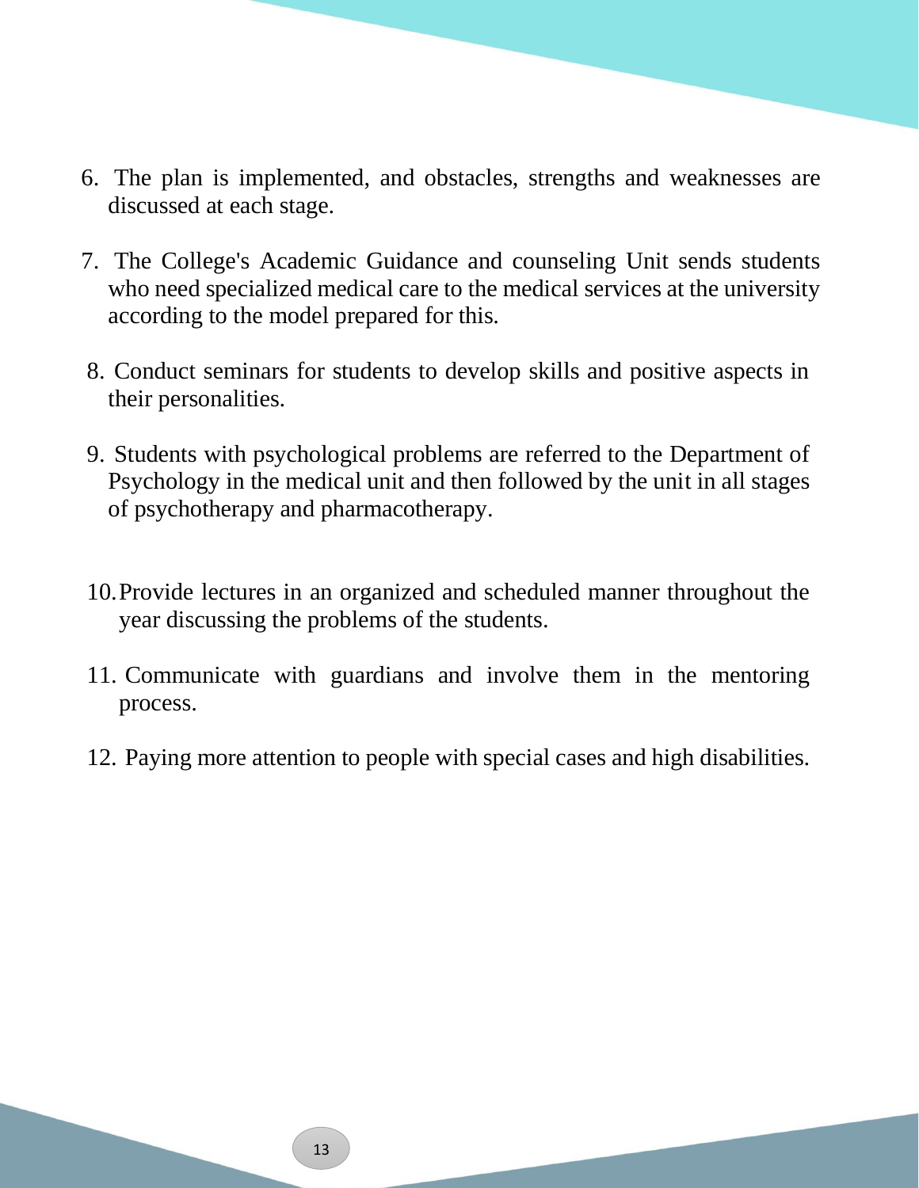6. The plan is implemented, and obstacles, strengths and weaknesses are discussed at each stage.
7. The College's Academic Guidance and counseling Unit sends students who need specialized medical care to the medical services at the university according to the model prepared for this.
8. Conduct seminars for students to develop skills and positive aspects in their personalities.
9. Students with psychological problems are referred to the Department of Psychology in the medical unit and then followed by the unit in all stages of psychotherapy and pharmacotherapy.
10. Provide lectures in an organized and scheduled manner throughout the year discussing the problems of the students.
11. Communicate with guardians and involve them in the mentoring process.
12. Paying more attention to people with special cases and high disabilities.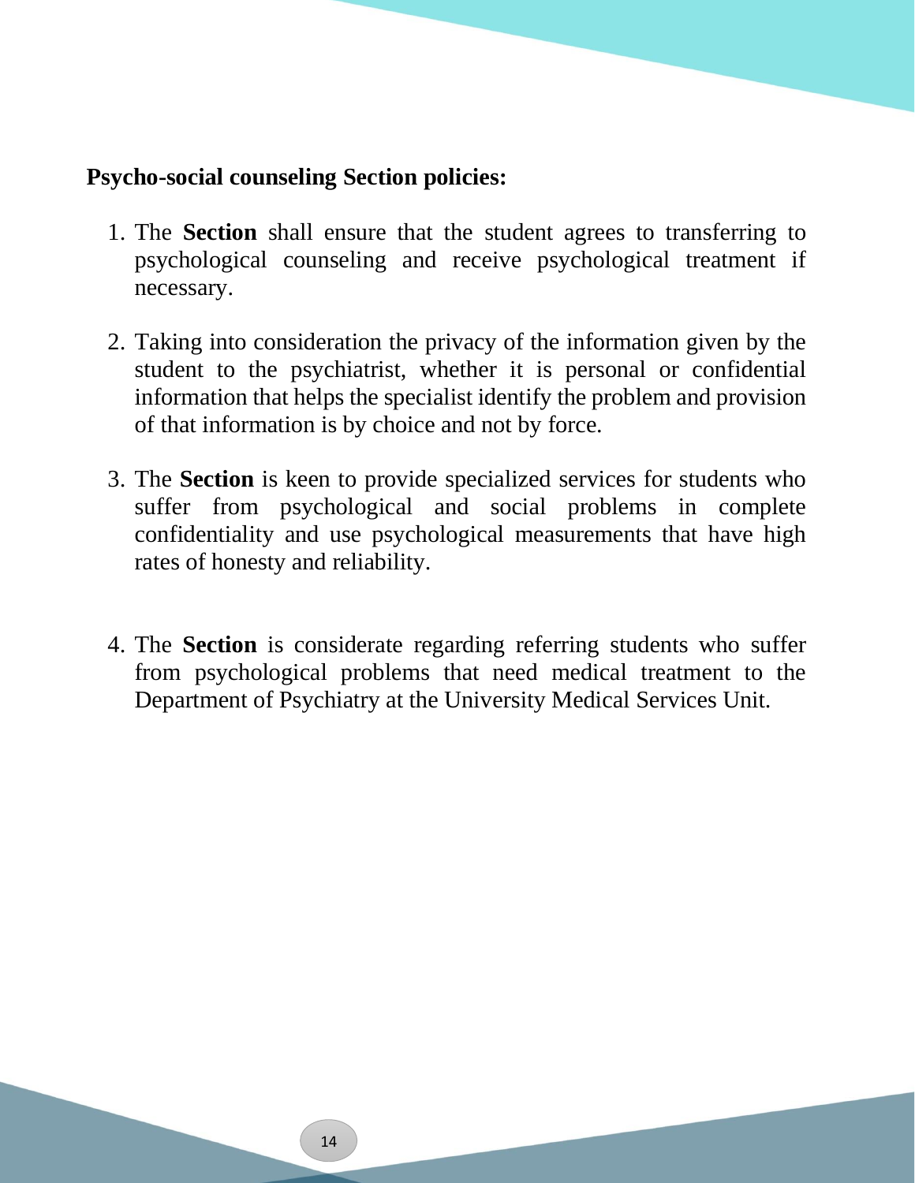**Psycho-social counseling Section policies:**

1. The **Section** shall ensure that the student agrees to transferring to psychological counseling and receive psychological treatment if necessary.

2. Taking into consideration the privacy of the information given by the student to the psychiatrist, whether it is personal or confidential information that helps the specialist identify the problem and provision of that information is by choice and not by force.

3. The **Section** is keen to provide specialized services for students who suffer from psychological and social problems in complete confidentiality and use psychological measurements that have high rates of honesty and reliability.

4. The **Section** is considerate regarding referring students who suffer from psychological problems that need medical treatment to the Department of Psychiatry at the University Medical Services Unit.